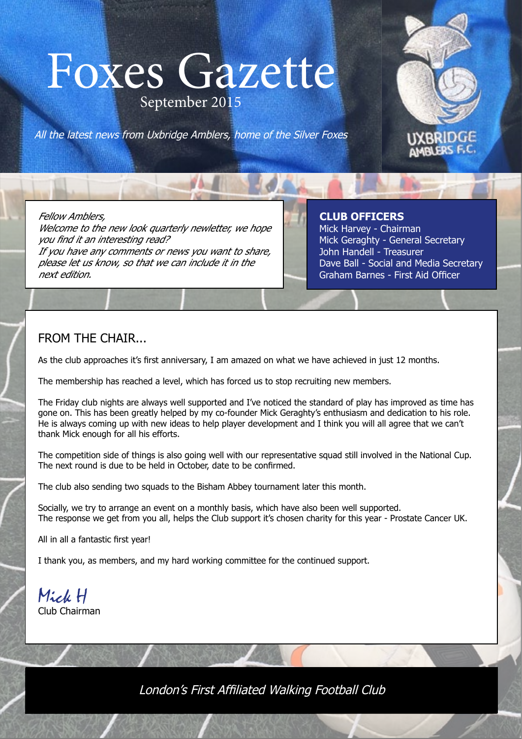# Foxes Gazette

September 2015

*All the latest news from Uxbridge Amblers, home of the Silver Foxes*

UXBRIDGE AMBLERS F.C.

*Fellow Amblers,*
*Welcome to the new look quarterly newletter, we hope you find it an interesting read?*
*If you have any comments or news you want to share, please let us know, so that we can include it in the next edition.*

**CLUB OFFICERS**

Mick Harvey - Chairman
Mick Geraghty - General Secretary
John Handell - Treasurer
Dave Ball - Social and Media Secretary
Graham Barnes - First Aid Officer

## FROM THE CHAIR...

As the club approaches it's first anniversary, I am amazed on what we have achieved in just 12 months.

The membership has reached a level, which has forced us to stop recruiting new members.

The Friday club nights are always well supported and I've noticed the standard of play has improved as time has gone on. This has been greatly helped by my co-founder Mick Geraghty's enthusiasm and dedication to his role. He is always coming up with new ideas to help player development and I think you will all agree that we can't thank Mick enough for all his efforts.

The competition side of things is also going well with our representative squad still involved in the National Cup. The next round is due to be held in October, date to be confirmed.

The club also sending two squads to the Bisham Abbey tournament later this month.

Socially, we try to arrange an event on a monthly basis, which have also been well supported.
The response we get from you all, helps the Club support it's chosen charity for this year - Prostate Cancer UK.

All in all a fantastic first year!

I thank you, as members, and my hard working committee for the continued support.

Mick H
Club Chairman

*London's First Affiliated Walking Football Club*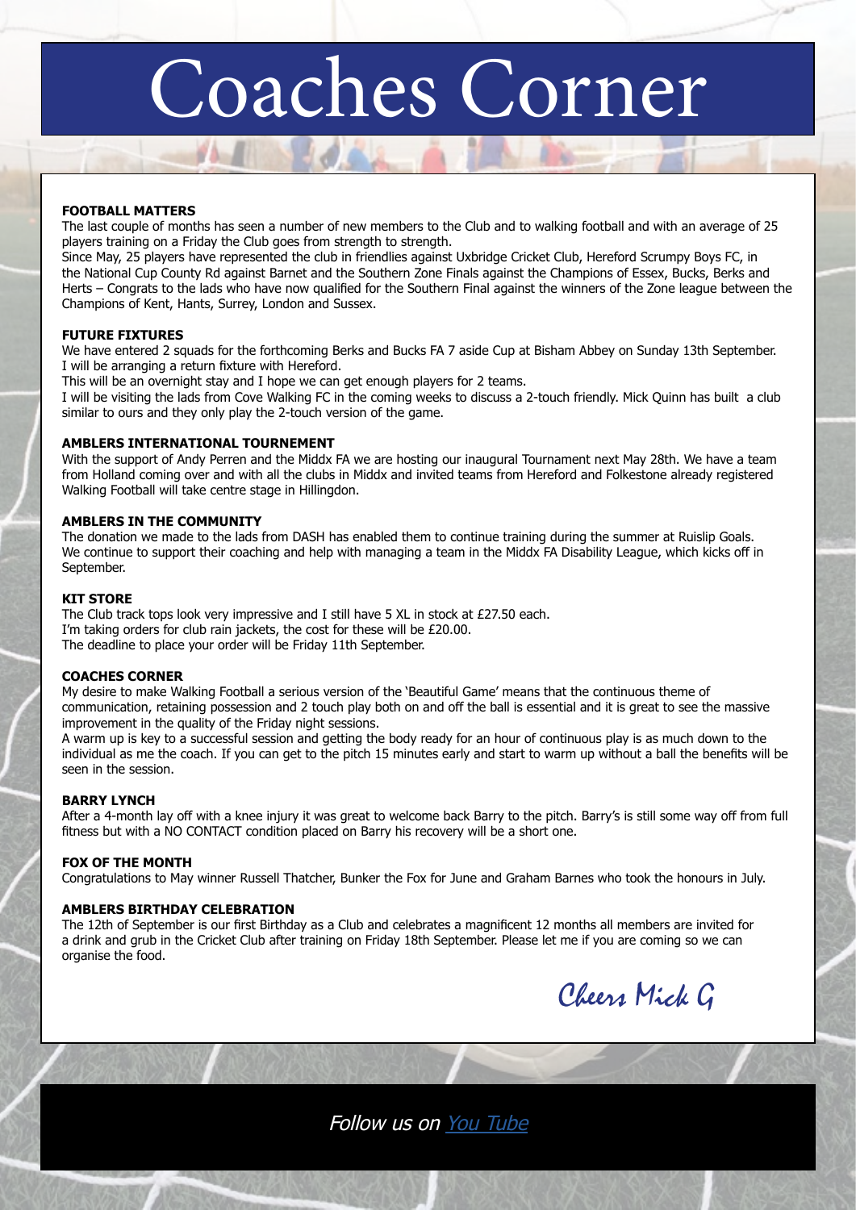# Coaches Corner

**FOOTBALL MATTERS**

The last couple of months has seen a number of new members to the Club and to walking football and with an average of 25 players training on a Friday the Club goes from strength to strength.

Since May, 25 players have represented the club in friendlies against Uxbridge Cricket Club, Hereford Scrumpy Boys FC, in the National Cup County Rd against Barnet and the Southern Zone Finals against the Champions of Essex, Bucks, Berks and Herts – Congrats to the lads who have now qualified for the Southern Final against the winners of the Zone league between the Champions of Kent, Hants, Surrey, London and Sussex.

**FUTURE FIXTURES**

We have entered 2 squads for the forthcoming Berks and Bucks FA 7 aside Cup at Bisham Abbey on Sunday 13th September. I will be arranging a return fixture with Hereford.

This will be an overnight stay and I hope we can get enough players for 2 teams.

I will be visiting the lads from Cove Walking FC in the coming weeks to discuss a 2-touch friendly. Mick Quinn has built a club similar to ours and they only play the 2-touch version of the game.

**AMBLERS INTERNATIONAL TOURNEMENT**

With the support of Andy Perren and the Middx FA we are hosting our inaugural Tournament next May 28th. We have a team from Holland coming over and with all the clubs in Middx and invited teams from Hereford and Folkestone already registered Walking Football will take centre stage in Hillingdon.

**AMBLERS IN THE COMMUNITY**

The donation we made to the lads from DASH has enabled them to continue training during the summer at Ruislip Goals. We continue to support their coaching and help with managing a team in the Middx FA Disability League, which kicks off in September.

**KIT STORE**

The Club track tops look very impressive and I still have 5 XL in stock at £27.50 each.

I'm taking orders for club rain jackets, the cost for these will be £20.00.

The deadline to place your order will be Friday 11th September.

**COACHES CORNER**

My desire to make Walking Football a serious version of the 'Beautiful Game' means that the continuous theme of communication, retaining possession and 2 touch play both on and off the ball is essential and it is great to see the massive improvement in the quality of the Friday night sessions.

A warm up is key to a successful session and getting the body ready for an hour of continuous play is as much down to the individual as me the coach. If you can get to the pitch 15 minutes early and start to warm up without a ball the benefits will be seen in the session.

**BARRY LYNCH**

After a 4-month lay off with a knee injury it was great to welcome back Barry to the pitch. Barry's is still some way off from full fitness but with a NO CONTACT condition placed on Barry his recovery will be a short one.

**FOX OF THE MONTH**

Congratulations to May winner Russell Thatcher, Bunker the Fox for June and Graham Barnes who took the honours in July.

**AMBLERS BIRTHDAY CELEBRATION**

The 12th of September is our first Birthday as a Club and celebrates a magnificent 12 months all members are invited for a drink and grub in the Cricket Club after training on Friday 18th September. Please let me if you are coming so we can organise the food.

*Cheers Mick G*

*Follow us on [You Tube]()*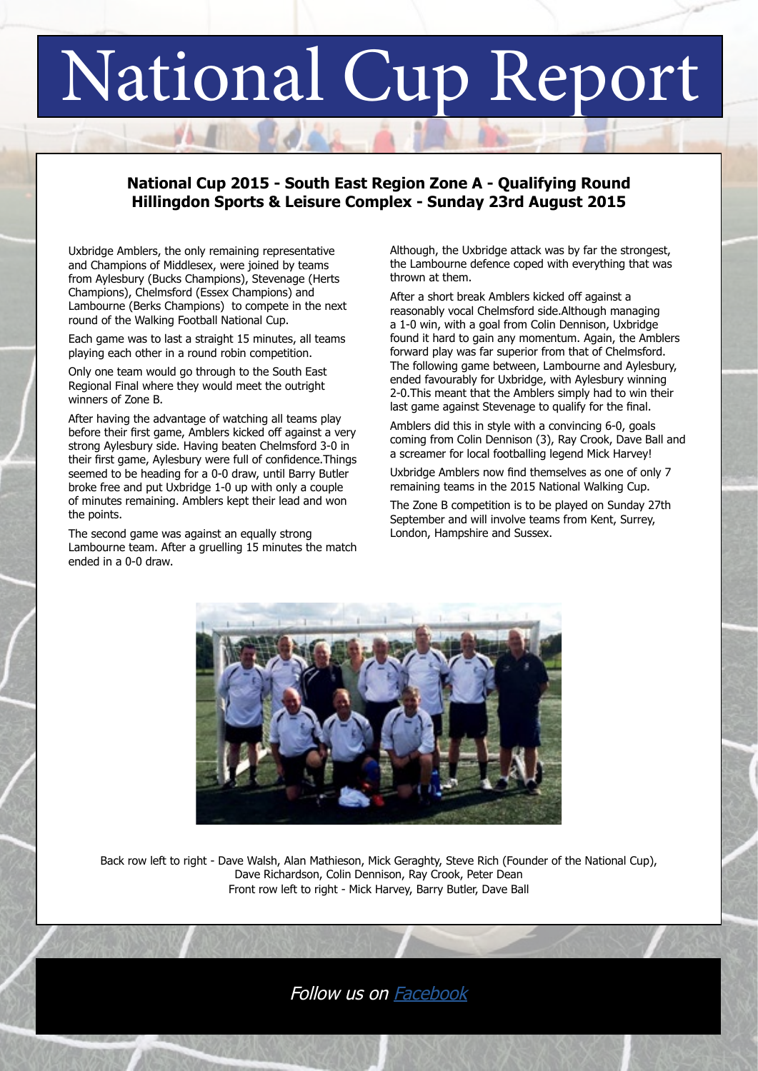# National Cup Report

## National Cup 2015 - South East Region Zone A - Qualifying Round
## Hillingdon Sports & Leisure Complex - Sunday 23rd August 2015

Uxbridge Amblers, the only remaining representative and Champions of Middlesex, were joined by teams from Aylesbury (Bucks Champions), Stevenage (Herts Champions), Chelmsford (Essex Champions) and Lambourne (Berks Champions) to compete in the next round of the Walking Football National Cup.

Each game was to last a straight 15 minutes, all teams playing each other in a round robin competition.

Only one team would go through to the South East Regional Final where they would meet the outright winners of Zone B.

After having the advantage of watching all teams play before their first game, Amblers kicked off against a very strong Aylesbury side. Having beaten Chelmsford 3-0 in their first game, Aylesbury were full of confidence.Things seemed to be heading for a 0-0 draw, until Barry Butler broke free and put Uxbridge 1-0 up with only a couple of minutes remaining. Amblers kept their lead and won the points.

The second game was against an equally strong Lambourne team. After a gruelling 15 minutes the match ended in a 0-0 draw.

Although, the Uxbridge attack was by far the strongest, the Lambourne defence coped with everything that was thrown at them.

After a short break Amblers kicked off against a reasonably vocal Chelmsford side.Although managing a 1-0 win, with a goal from Colin Dennison, Uxbridge found it hard to gain any momentum. Again, the Amblers forward play was far superior from that of Chelmsford. The following game between, Lambourne and Aylesbury, ended favourably for Uxbridge, with Aylesbury winning 2-0.This meant that the Amblers simply had to win their last game against Stevenage to qualify for the final.

Amblers did this in style with a convincing 6-0, goals coming from Colin Dennison (3), Ray Crook, Dave Ball and a screamer for local footballing legend Mick Harvey!

Uxbridge Amblers now find themselves as one of only 7 remaining teams in the 2015 National Walking Cup.

The Zone B competition is to be played on Sunday 27th September and will involve teams from Kent, Surrey, London, Hampshire and Sussex.

Back row left to right - Dave Walsh, Alan Mathieson, Mick Geraghty, Steve Rich (Founder of the National Cup), Dave Richardson, Colin Dennison, Ray Crook, Peter Dean
Front row left to right - Mick Harvey, Barry Butler, Dave Ball

*Follow us on [Facebook]*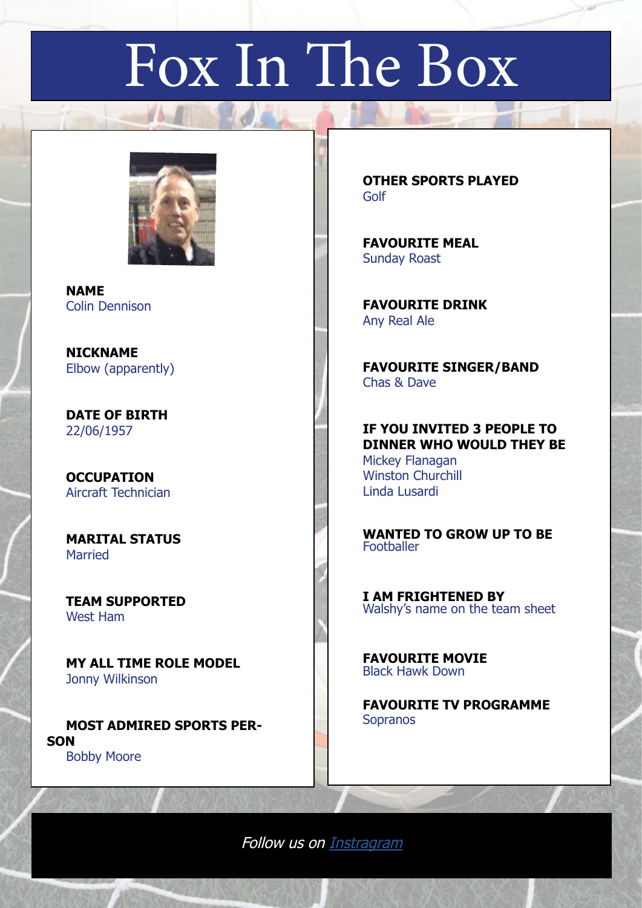# Fox In The Box

**NAME**
Colin Dennison

**NICKNAME**
Elbow (apparently)

**DATE OF BIRTH**
22/06/1957

**OCCUPATION**
Aircraft Technician

**MARITAL STATUS**
Married

**TEAM SUPPORTED**
West Ham

**MY ALL TIME ROLE MODEL**
Jonny Wilkinson

**MOST ADMIRED SPORTS PERSON**
Bobby Moore

**OTHER SPORTS PLAYED**
Golf

**FAVOURITE MEAL**
Sunday Roast

**FAVOURITE DRINK**
Any Real Ale

**FAVOURITE SINGER/BAND**
Chas & Dave

**IF YOU INVITED 3 PEOPLE TO DINNER WHO WOULD THEY BE**
Mickey Flanagan
Winston Churchill
Linda Lusardi

**WANTED TO GROW UP TO BE**
Footballer

**I AM FRIGHTENED BY**
Walshy's name on the team sheet

**FAVOURITE MOVIE**
Black Hawk Down

**FAVOURITE TV PROGRAMME**
Sopranos

*Follow us on Instragram*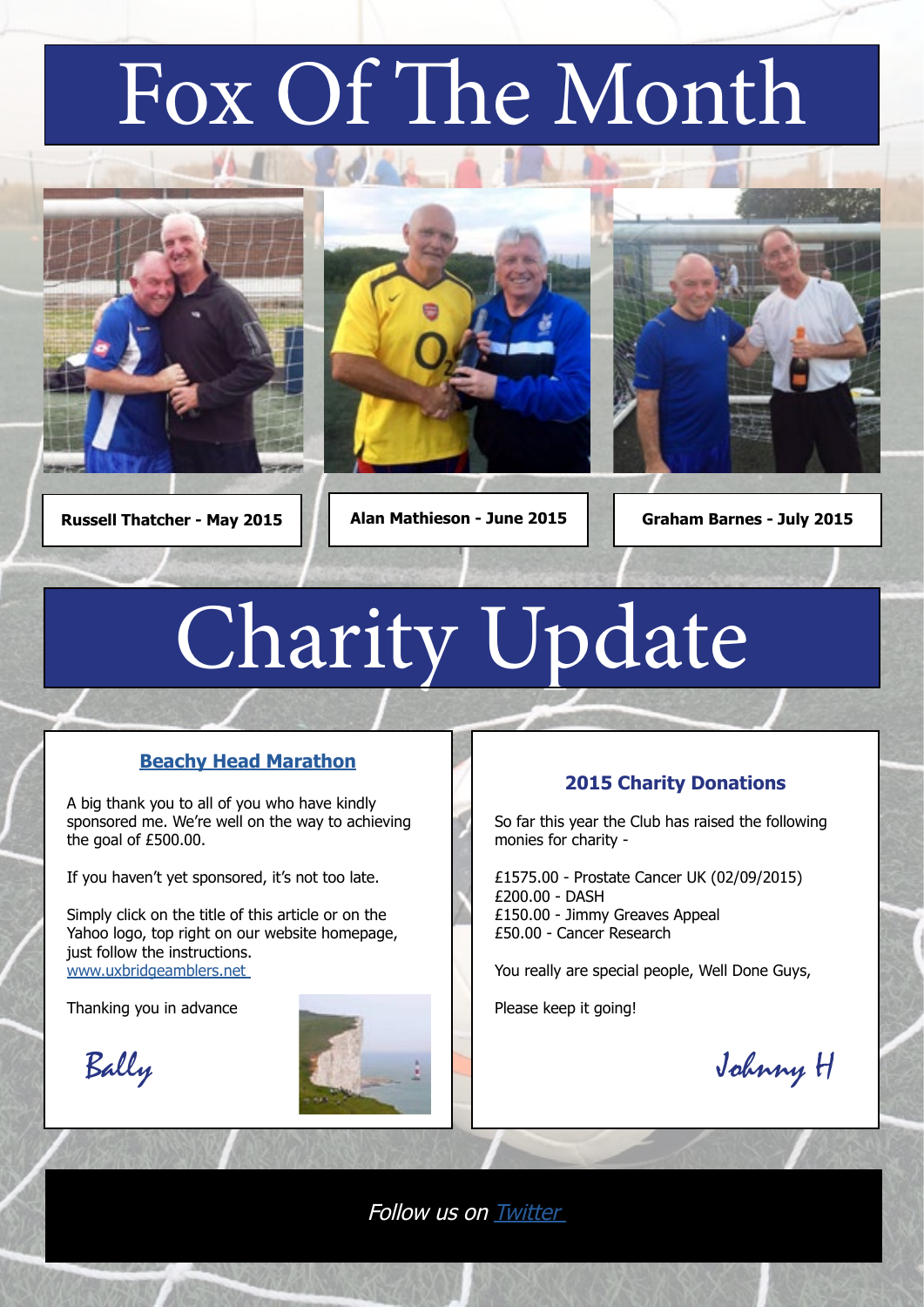# Fox Of The Month

**Russell Thatcher - May 2015**

**Alan Mathieson - June 2015**

**Graham Barnes - July 2015**

# Charity Update

### Beachy Head Marathon

A big thank you to all of you who have kindly sponsored me. We're well on the way to achieving the goal of £500.00.

If you haven't yet sponsored, it's not too late.

Simply click on the title of this article or on the Yahoo logo, top right on our website homepage, just follow the instructions.
www.uxbridgeamblers.net

Thanking you in advance

*Bally*

### 2015 Charity Donations

So far this year the Club has raised the following monies for charity -

£1575.00 - Prostate Cancer UK (02/09/2015)
£200.00 - DASH
£150.00 - Jimmy Greaves Appeal
£50.00 - Cancer Research

You really are special people, Well Done Guys,

Please keep it going!

*Johnny H*

*Follow us on Twitter*